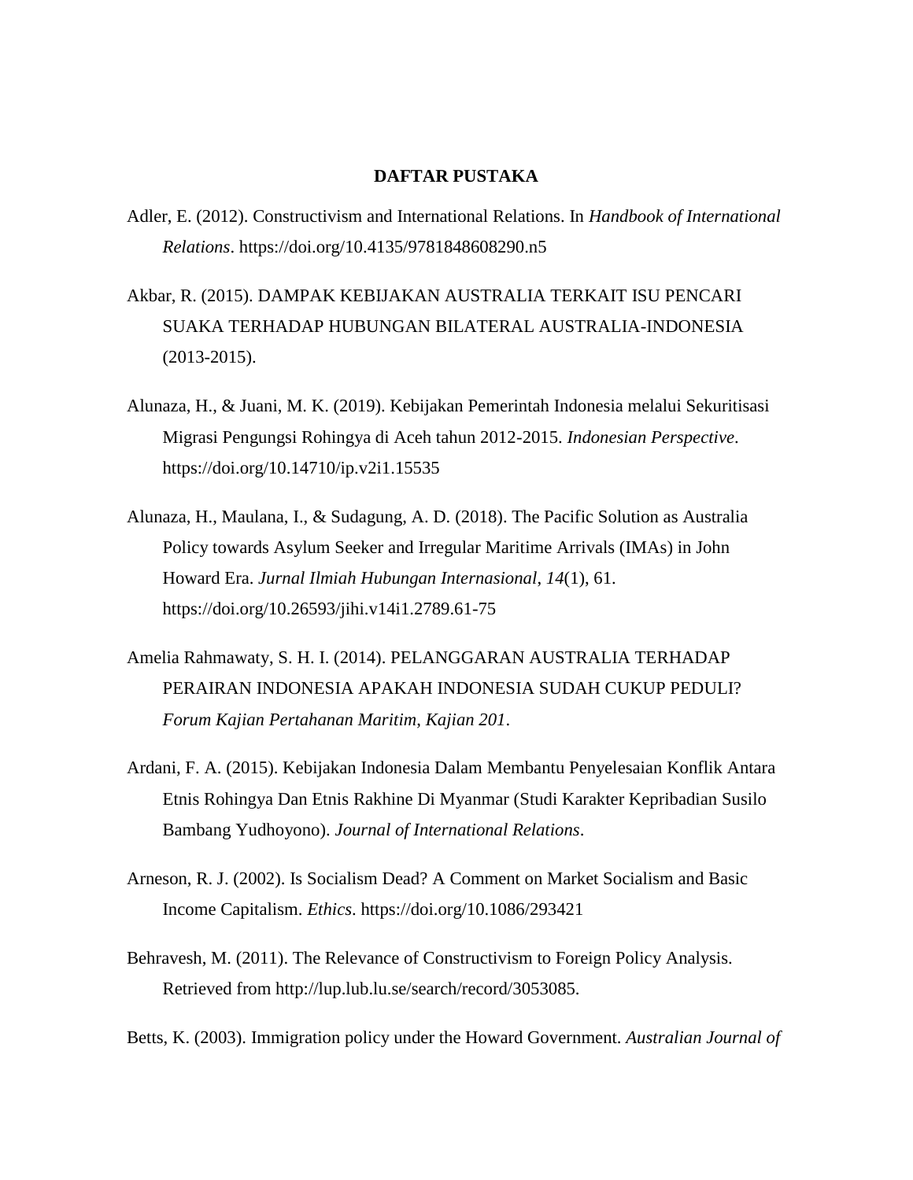**DAFTAR PUSTAKA**

Adler, E. (2012). Constructivism and International Relations. In *Handbook of International Relations*. https://doi.org/10.4135/9781848608290.n5

Akbar, R. (2015). DAMPAK KEBIJAKAN AUSTRALIA TERKAIT ISU PENCARI SUAKA TERHADAP HUBUNGAN BILATERAL AUSTRALIA-INDONESIA (2013-2015).

Alunaza, H., & Juani, M. K. (2019). Kebijakan Pemerintah Indonesia melalui Sekuritisasi Migrasi Pengungsi Rohingya di Aceh tahun 2012-2015. *Indonesian Perspective*. https://doi.org/10.14710/ip.v2i1.15535

Alunaza, H., Maulana, I., & Sudagung, A. D. (2018). The Pacific Solution as Australia Policy towards Asylum Seeker and Irregular Maritime Arrivals (IMAs) in John Howard Era. *Jurnal Ilmiah Hubungan Internasional*, *14*(1), 61. https://doi.org/10.26593/jihi.v14i1.2789.61-75

Amelia Rahmawaty, S. H. I. (2014). PELANGGARAN AUSTRALIA TERHADAP PERAIRAN INDONESIA APAKAH INDONESIA SUDAH CUKUP PEDULI? *Forum Kajian Pertahanan Maritim*, *Kajian 201*.

Ardani, F. A. (2015). Kebijakan Indonesia Dalam Membantu Penyelesaian Konflik Antara Etnis Rohingya Dan Etnis Rakhine Di Myanmar (Studi Karakter Kepribadian Susilo Bambang Yudhoyono). *Journal of International Relations*.

Arneson, R. J. (2002). Is Socialism Dead? A Comment on Market Socialism and Basic Income Capitalism. *Ethics*. https://doi.org/10.1086/293421

Behravesh, M. (2011). The Relevance of Constructivism to Foreign Policy Analysis. Retrieved from http://lup.lub.lu.se/search/record/3053085.

Betts, K. (2003). Immigration policy under the Howard Government. *Australian Journal of*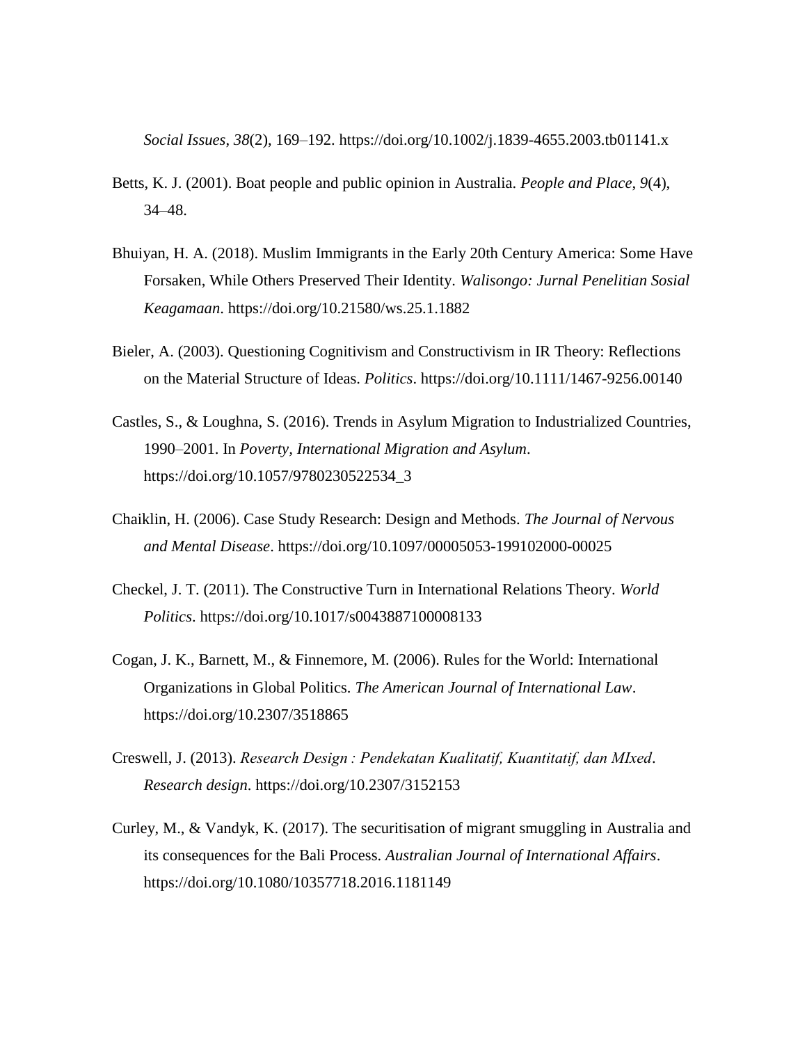*Social Issues*, *38*(2), 169–192. https://doi.org/10.1002/j.1839-4655.2003.tb01141.x

Betts, K. J. (2001). Boat people and public opinion in Australia. *People and Place*, *9*(4), 34–48.

Bhuiyan, H. A. (2018). Muslim Immigrants in the Early 20th Century America: Some Have Forsaken, While Others Preserved Their Identity. *Walisongo: Jurnal Penelitian Sosial Keagamaan*. https://doi.org/10.21580/ws.25.1.1882

Bieler, A. (2003). Questioning Cognitivism and Constructivism in IR Theory: Reflections on the Material Structure of Ideas. *Politics*. https://doi.org/10.1111/1467-9256.00140

Castles, S., & Loughna, S. (2016). Trends in Asylum Migration to Industrialized Countries, 1990–2001. In *Poverty, International Migration and Asylum*. https://doi.org/10.1057/9780230522534_3

Chaiklin, H. (2006). Case Study Research: Design and Methods. *The Journal of Nervous and Mental Disease*. https://doi.org/10.1097/00005053-199102000-00025

Checkel, J. T. (2011). The Constructive Turn in International Relations Theory. *World Politics*. https://doi.org/10.1017/s0043887100008133

Cogan, J. K., Barnett, M., & Finnemore, M. (2006). Rules for the World: International Organizations in Global Politics. *The American Journal of International Law*. https://doi.org/10.2307/3518865

Creswell, J. (2013). *Research Design : Pendekatan Kualitatif, Kuantitatif, dan MIxed*. *Research design*. https://doi.org/10.2307/3152153

Curley, M., & Vandyk, K. (2017). The securitisation of migrant smuggling in Australia and its consequences for the Bali Process. *Australian Journal of International Affairs*. https://doi.org/10.1080/10357718.2016.1181149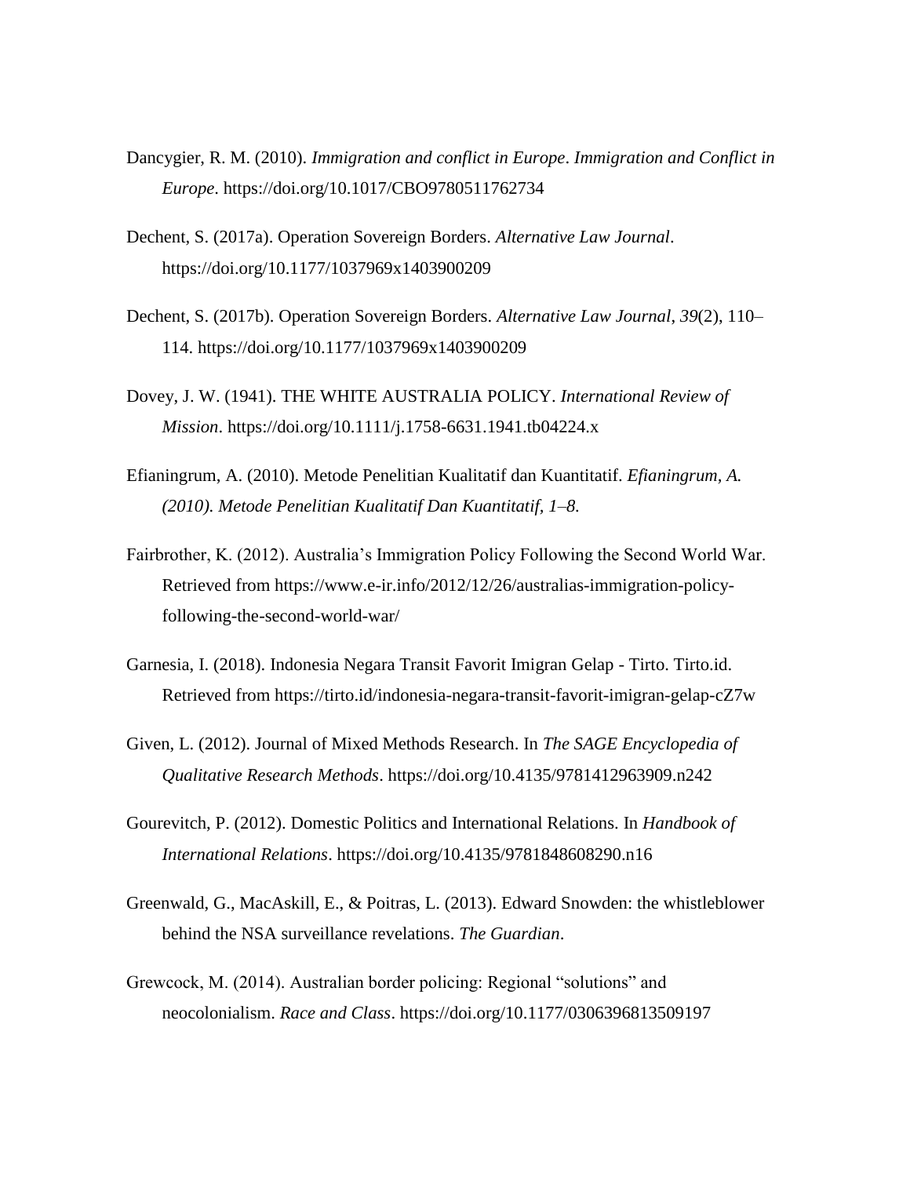Dancygier, R. M. (2010). *Immigration and conflict in Europe*. *Immigration and Conflict in Europe*. https://doi.org/10.1017/CBO9780511762734

Dechent, S. (2017a). Operation Sovereign Borders. *Alternative Law Journal*. https://doi.org/10.1177/1037969x1403900209

Dechent, S. (2017b). Operation Sovereign Borders. *Alternative Law Journal*, *39*(2), 110–114. https://doi.org/10.1177/1037969x1403900209

Dovey, J. W. (1941). THE WHITE AUSTRALIA POLICY. *International Review of Mission*. https://doi.org/10.1111/j.1758-6631.1941.tb04224.x

Efianingrum, A. (2010). Metode Penelitian Kualitatif dan Kuantitatif. *Efianingrum, A. (2010). Metode Penelitian Kualitatif Dan Kuantitatif, 1–8.*

Fairbrother, K. (2012). Australia's Immigration Policy Following the Second World War. Retrieved from https://www.e-ir.info/2012/12/26/australias-immigration-policy-following-the-second-world-war/

Garnesia, I. (2018). Indonesia Negara Transit Favorit Imigran Gelap - Tirto. Tirto.id. Retrieved from https://tirto.id/indonesia-negara-transit-favorit-imigran-gelap-cZ7w

Given, L. (2012). Journal of Mixed Methods Research. In *The SAGE Encyclopedia of Qualitative Research Methods*. https://doi.org/10.4135/9781412963909.n242

Gourevitch, P. (2012). Domestic Politics and International Relations. In *Handbook of International Relations*. https://doi.org/10.4135/9781848608290.n16

Greenwald, G., MacAskill, E., & Poitras, L. (2013). Edward Snowden: the whistleblower behind the NSA surveillance revelations. *The Guardian*.

Grewcock, M. (2014). Australian border policing: Regional "solutions" and neocolonialism. *Race and Class*. https://doi.org/10.1177/0306396813509197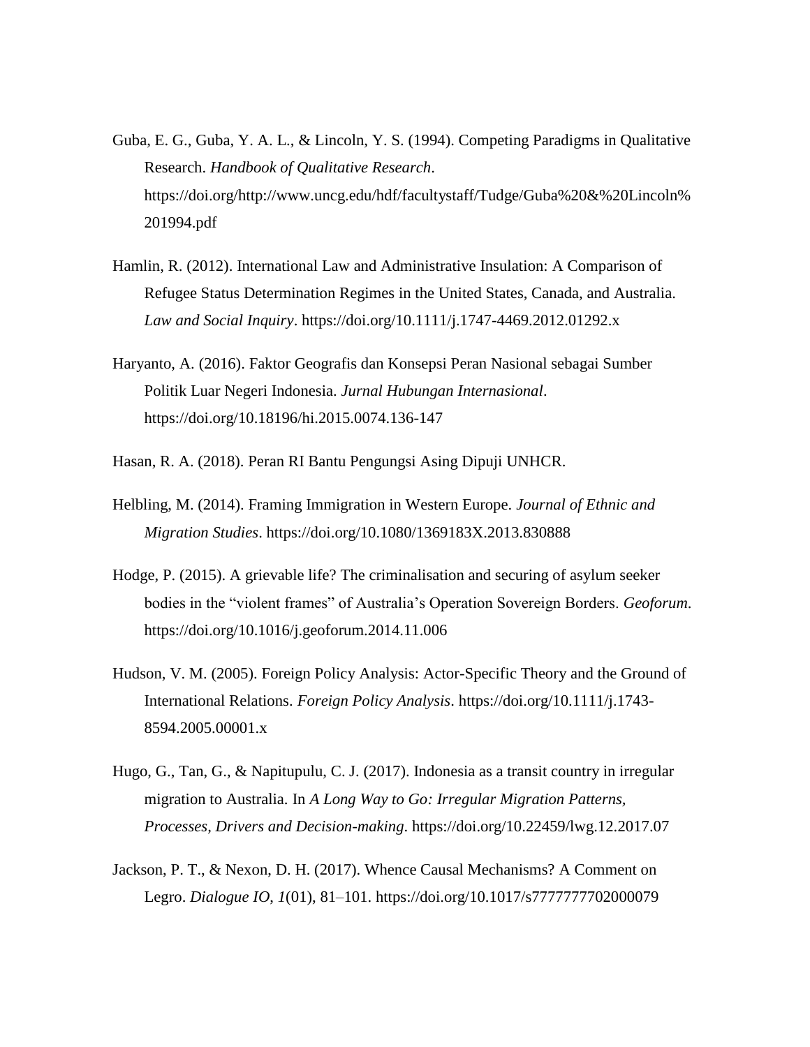Guba, E. G., Guba, Y. A. L., & Lincoln, Y. S. (1994). Competing Paradigms in Qualitative Research. *Handbook of Qualitative Research*. https://doi.org/http://www.uncg.edu/hdf/facultystaff/Tudge/Guba%20&%20Lincoln%201994.pdf

Hamlin, R. (2012). International Law and Administrative Insulation: A Comparison of Refugee Status Determination Regimes in the United States, Canada, and Australia. *Law and Social Inquiry*. https://doi.org/10.1111/j.1747-4469.2012.01292.x

Haryanto, A. (2016). Faktor Geografis dan Konsepsi Peran Nasional sebagai Sumber Politik Luar Negeri Indonesia. *Jurnal Hubungan Internasional*. https://doi.org/10.18196/hi.2015.0074.136-147

Hasan, R. A. (2018). Peran RI Bantu Pengungsi Asing Dipuji UNHCR.

Helbling, M. (2014). Framing Immigration in Western Europe. *Journal of Ethnic and Migration Studies*. https://doi.org/10.1080/1369183X.2013.830888

Hodge, P. (2015). A grievable life? The criminalisation and securing of asylum seeker bodies in the "violent frames" of Australia's Operation Sovereign Borders. *Geoforum*. https://doi.org/10.1016/j.geoforum.2014.11.006

Hudson, V. M. (2005). Foreign Policy Analysis: Actor-Specific Theory and the Ground of International Relations. *Foreign Policy Analysis*. https://doi.org/10.1111/j.1743-8594.2005.00001.x

Hugo, G., Tan, G., & Napitupulu, C. J. (2017). Indonesia as a transit country in irregular migration to Australia. In *A Long Way to Go: Irregular Migration Patterns, Processes, Drivers and Decision-making*. https://doi.org/10.22459/lwg.12.2017.07

Jackson, P. T., & Nexon, D. H. (2017). Whence Causal Mechanisms? A Comment on Legro. *Dialogue IO*, *1*(01), 81–101. https://doi.org/10.1017/s7777777702000079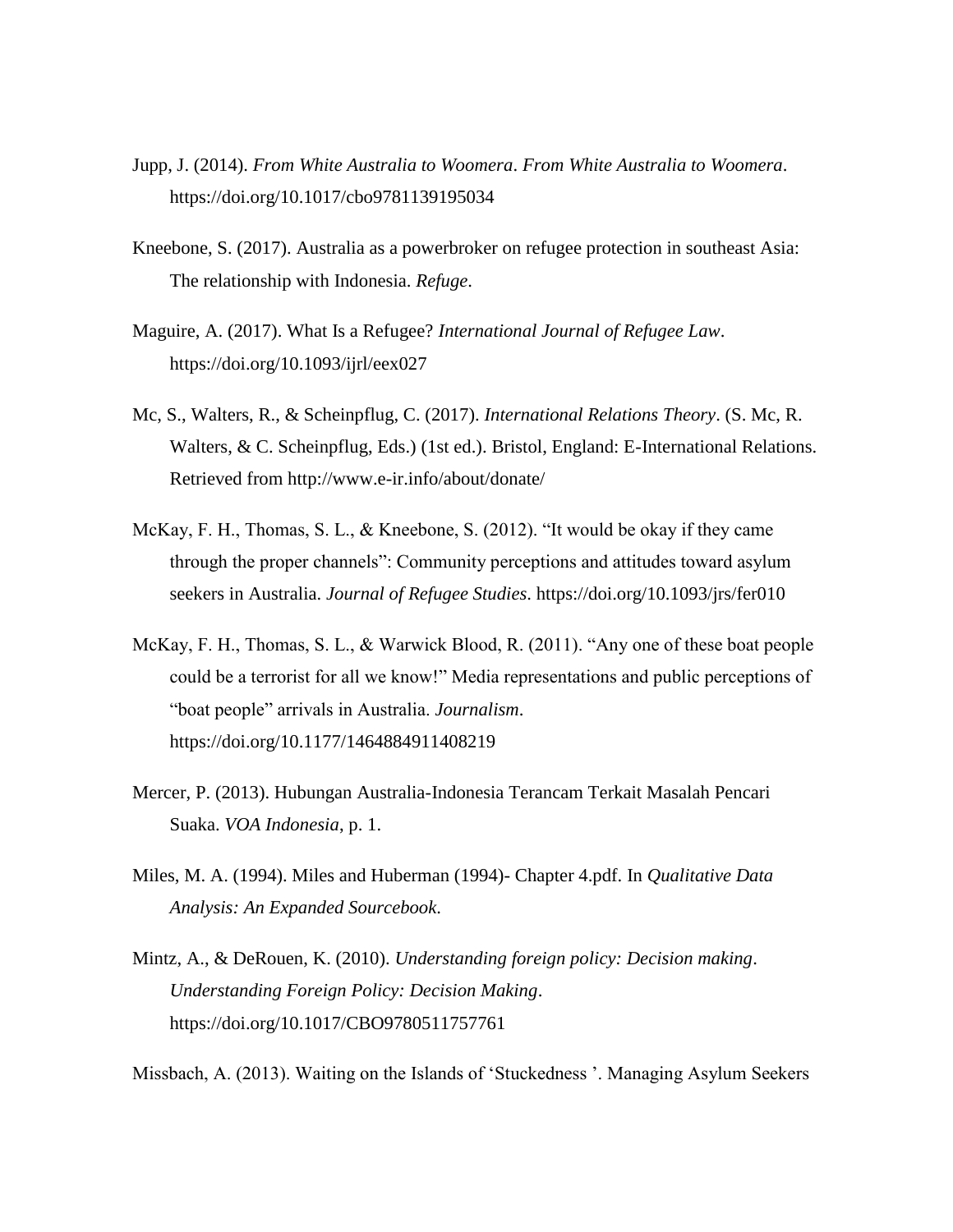Jupp, J. (2014). *From White Australia to Woomera*. *From White Australia to Woomera*. https://doi.org/10.1017/cbo9781139195034

Kneebone, S. (2017). Australia as a powerbroker on refugee protection in southeast Asia: The relationship with Indonesia. *Refuge*.

Maguire, A. (2017). What Is a Refugee? *International Journal of Refugee Law*. https://doi.org/10.1093/ijrl/eex027

Mc, S., Walters, R., & Scheinpflug, C. (2017). *International Relations Theory*. (S. Mc, R. Walters, & C. Scheinpflug, Eds.) (1st ed.). Bristol, England: E-International Relations. Retrieved from http://www.e-ir.info/about/donate/

McKay, F. H., Thomas, S. L., & Kneebone, S. (2012). "It would be okay if they came through the proper channels": Community perceptions and attitudes toward asylum seekers in Australia. *Journal of Refugee Studies*. https://doi.org/10.1093/jrs/fer010

McKay, F. H., Thomas, S. L., & Warwick Blood, R. (2011). "Any one of these boat people could be a terrorist for all we know!" Media representations and public perceptions of "boat people" arrivals in Australia. *Journalism*. https://doi.org/10.1177/1464884911408219

Mercer, P. (2013). Hubungan Australia-Indonesia Terancam Terkait Masalah Pencari Suaka. *VOA Indonesia*, p. 1.

Miles, M. A. (1994). Miles and Huberman (1994)- Chapter 4.pdf. In *Qualitative Data Analysis: An Expanded Sourcebook*.

Mintz, A., & DeRouen, K. (2010). *Understanding foreign policy: Decision making*. *Understanding Foreign Policy: Decision Making*. https://doi.org/10.1017/CBO9780511757761

Missbach, A. (2013). Waiting on the Islands of 'Stuckedness '. Managing Asylum Seekers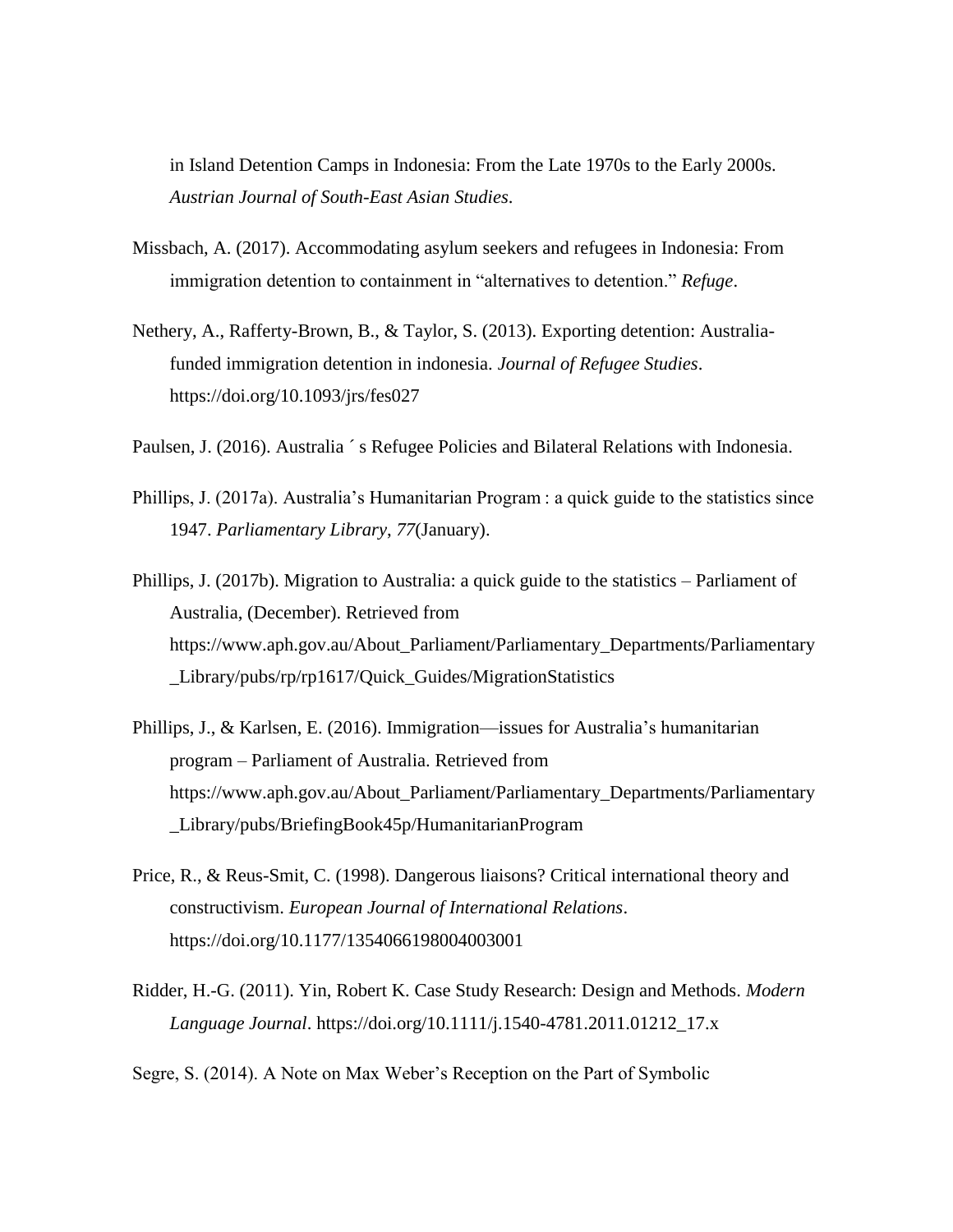in Island Detention Camps in Indonesia: From the Late 1970s to the Early 2000s. *Austrian Journal of South-East Asian Studies*.

Missbach, A. (2017). Accommodating asylum seekers and refugees in Indonesia: From immigration detention to containment in "alternatives to detention." *Refuge*.

Nethery, A., Rafferty-Brown, B., & Taylor, S. (2013). Exporting detention: Australia-funded immigration detention in indonesia. *Journal of Refugee Studies*. https://doi.org/10.1093/jrs/fes027

Paulsen, J. (2016). Australia ´ s Refugee Policies and Bilateral Relations with Indonesia.

Phillips, J. (2017a). Australia's Humanitarian Program : a quick guide to the statistics since 1947. *Parliamentary Library*, *77*(January).

Phillips, J. (2017b). Migration to Australia: a quick guide to the statistics – Parliament of Australia, (December). Retrieved from https://www.aph.gov.au/About_Parliament/Parliamentary_Departments/Parliamentary_Library/pubs/rp/rp1617/Quick_Guides/MigrationStatistics

Phillips, J., & Karlsen, E. (2016). Immigration—issues for Australia's humanitarian program – Parliament of Australia. Retrieved from https://www.aph.gov.au/About_Parliament/Parliamentary_Departments/Parliamentary_Library/pubs/BriefingBook45p/HumanitarianProgram

Price, R., & Reus-Smit, C. (1998). Dangerous liaisons? Critical international theory and constructivism. *European Journal of International Relations*. https://doi.org/10.1177/1354066198004003001

Ridder, H.-G. (2011). Yin, Robert K. Case Study Research: Design and Methods. *Modern Language Journal*. https://doi.org/10.1111/j.1540-4781.2011.01212_17.x

Segre, S. (2014). A Note on Max Weber's Reception on the Part of Symbolic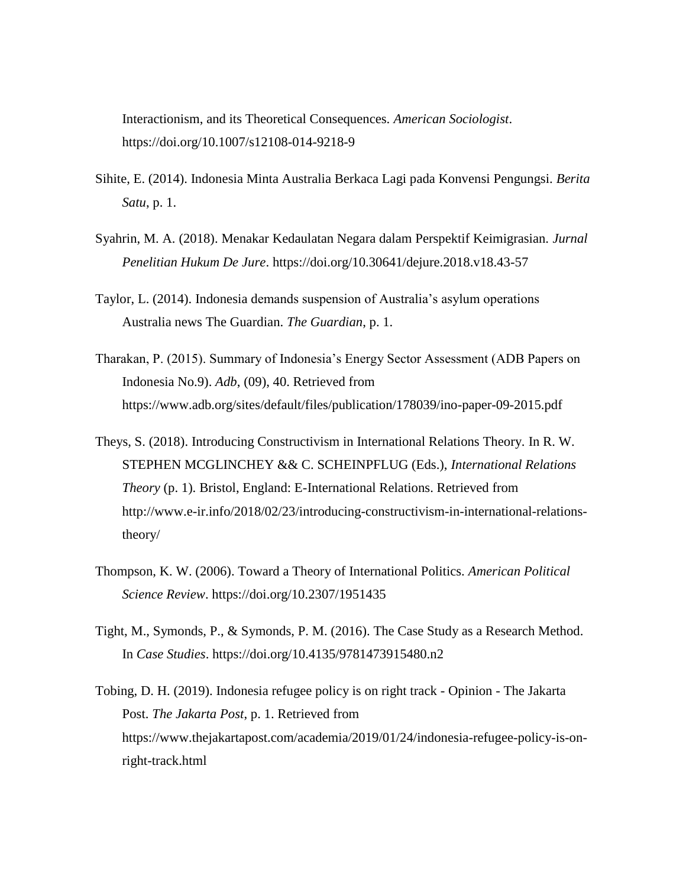Interactionism, and its Theoretical Consequences. *American Sociologist*. https://doi.org/10.1007/s12108-014-9218-9

Sihite, E. (2014). Indonesia Minta Australia Berkaca Lagi pada Konvensi Pengungsi. *Berita Satu*, p. 1.

Syahrin, M. A. (2018). Menakar Kedaulatan Negara dalam Perspektif Keimigrasian. *Jurnal Penelitian Hukum De Jure*. https://doi.org/10.30641/dejure.2018.v18.43-57

Taylor, L. (2014). Indonesia demands suspension of Australia's asylum operations Australia news The Guardian. *The Guardian*, p. 1.

Tharakan, P. (2015). Summary of Indonesia's Energy Sector Assessment (ADB Papers on Indonesia No.9). *Adb*, (09), 40. Retrieved from https://www.adb.org/sites/default/files/publication/178039/ino-paper-09-2015.pdf

Theys, S. (2018). Introducing Constructivism in International Relations Theory. In R. W. STEPHEN MCGLINCHEY && C. SCHEINPFLUG (Eds.), *International Relations Theory* (p. 1). Bristol, England: E-International Relations. Retrieved from http://www.e-ir.info/2018/02/23/introducing-constructivism-in-international-relations-theory/

Thompson, K. W. (2006). Toward a Theory of International Politics. *American Political Science Review*. https://doi.org/10.2307/1951435

Tight, M., Symonds, P., & Symonds, P. M. (2016). The Case Study as a Research Method. In *Case Studies*. https://doi.org/10.4135/9781473915480.n2

Tobing, D. H. (2019). Indonesia refugee policy is on right track - Opinion - The Jakarta Post. *The Jakarta Post*, p. 1. Retrieved from https://www.thejakartapost.com/academia/2019/01/24/indonesia-refugee-policy-is-on-right-track.html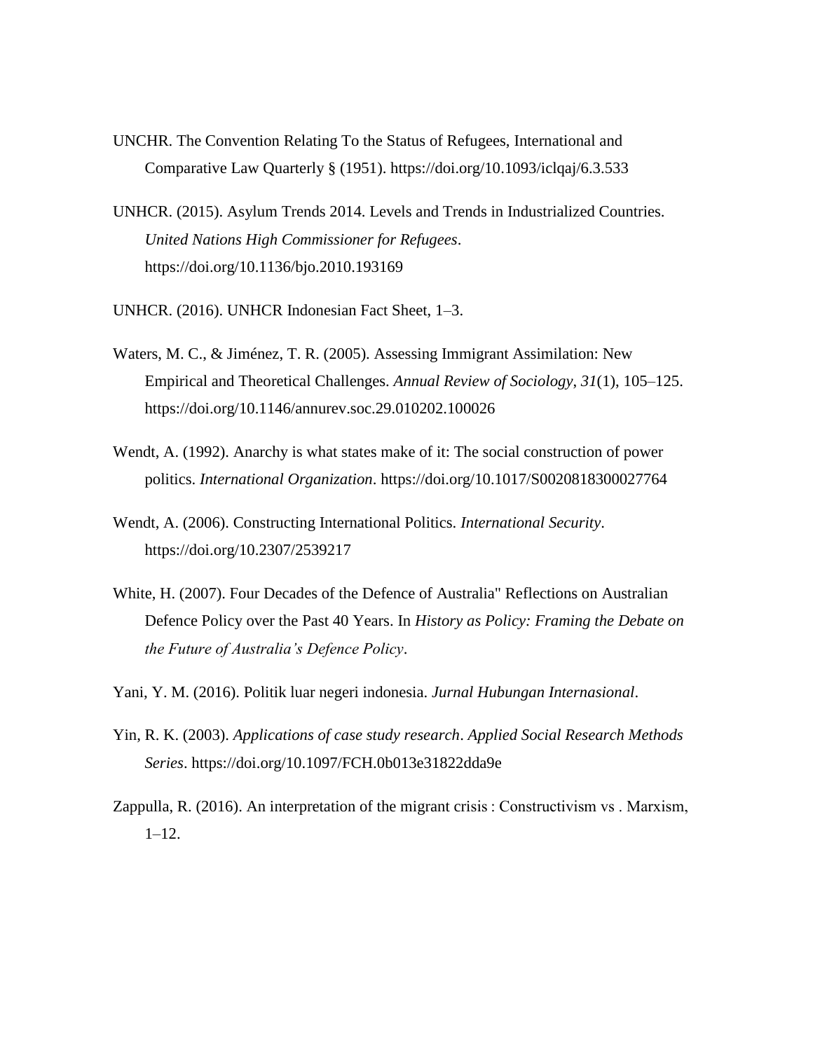UNCHR. The Convention Relating To the Status of Refugees, International and Comparative Law Quarterly § (1951). https://doi.org/10.1093/iclqaj/6.3.533

UNHCR. (2015). Asylum Trends 2014. Levels and Trends in Industrialized Countries. *United Nations High Commissioner for Refugees*. https://doi.org/10.1136/bjo.2010.193169

UNHCR. (2016). UNHCR Indonesian Fact Sheet, 1–3.

Waters, M. C., & Jiménez, T. R. (2005). Assessing Immigrant Assimilation: New Empirical and Theoretical Challenges. *Annual Review of Sociology*, *31*(1), 105–125. https://doi.org/10.1146/annurev.soc.29.010202.100026

Wendt, A. (1992). Anarchy is what states make of it: The social construction of power politics. *International Organization*. https://doi.org/10.1017/S0020818300027764

Wendt, A. (2006). Constructing International Politics. *International Security*. https://doi.org/10.2307/2539217

White, H. (2007). Four Decades of the Defence of Australia" Reflections on Australian Defence Policy over the Past 40 Years. In *History as Policy: Framing the Debate on the Future of Australia's Defence Policy*.

Yani, Y. M. (2016). Politik luar negeri indonesia. *Jurnal Hubungan Internasional*.

Yin, R. K. (2003). *Applications of case study research*. *Applied Social Research Methods Series*. https://doi.org/10.1097/FCH.0b013e31822dda9e

Zappulla, R. (2016). An interpretation of the migrant crisis : Constructivism vs . Marxism, 1–12.